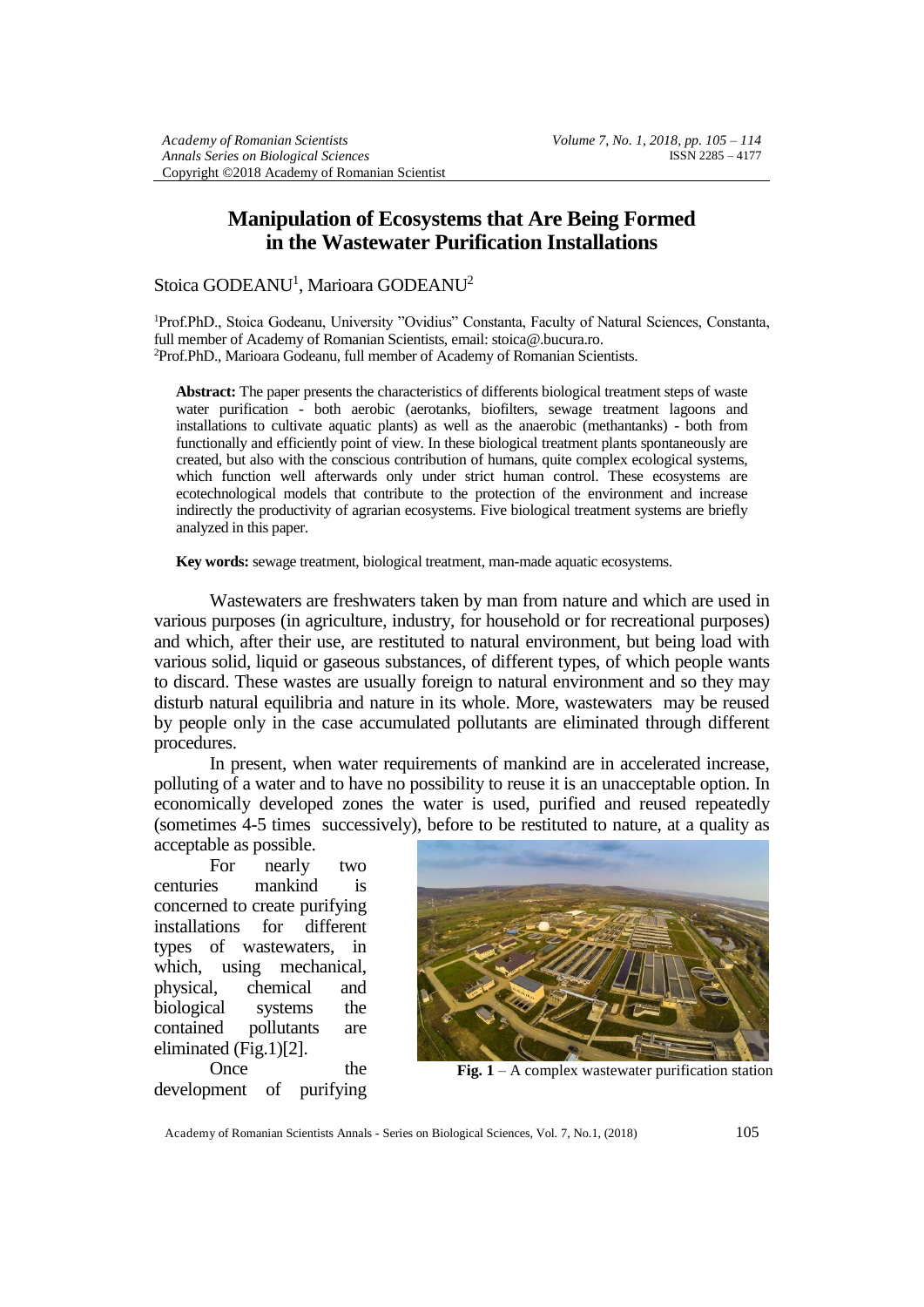# Manipulation of Ecosystems that Are Being Formed in the Wastewater Purification Installations

Stoica GODEANU[1], Marioara GODEANU[2]

[1]Prof.PhD., Stoica Godeanu, University "Ovidius" Constanta, Faculty of Natural Sciences, Constanta, full member of Academy of Romanian Scientists, email: stoica@.bucura.ro.
[2]Prof.PhD., Marioara Godeanu, full member of Academy of Romanian Scientists.

**Abstract:** The paper presents the characteristics of differents biological treatment steps of waste water purification - both aerobic (aerotanks, biofilters, sewage treatment lagoons and installations to cultivate aquatic plants) as well as the anaerobic (methantanks) - both from functionally and efficiently point of view. In these biological treatment plants spontaneously are created, but also with the conscious contribution of humans, quite complex ecological systems, which function well afterwards only under strict human control. These ecosystems are ecotechnological models that contribute to the protection of the environment and increase indirectly the productivity of agrarian ecosystems. Five biological treatment systems are briefly analyzed in this paper.

**Key words:** sewage treatment, biological treatment, man-made aquatic ecosystems.

Wastewaters are freshwaters taken by man from nature and which are used in various purposes (in agriculture, industry, for household or for recreational purposes) and which, after their use, are restituted to natural environment, but being load with various solid, liquid or gaseous substances, of different types, of which people wants to discard. These wastes are usually foreign to natural environment and so they may disturb natural equilibria and nature in its whole. More, wastewaters may be reused by people only in the case accumulated pollutants are eliminated through different procedures.

In present, when water requirements of mankind are in accelerated increase, polluting of a water and to have no possibility to reuse it is an unacceptable option. In economically developed zones the water is used, purified and reused repeatedly (sometimes 4-5 times successively), before to be restituted to nature, at a quality as acceptable as possible.

For nearly two centuries mankind is concerned to create purifying installations for different types of wastewaters, in which, using mechanical, physical, chemical and biological systems the contained pollutants are eliminated (Fig.1)[2].

**Fig. 1** – A complex wastewater purification station

Once the development of purifying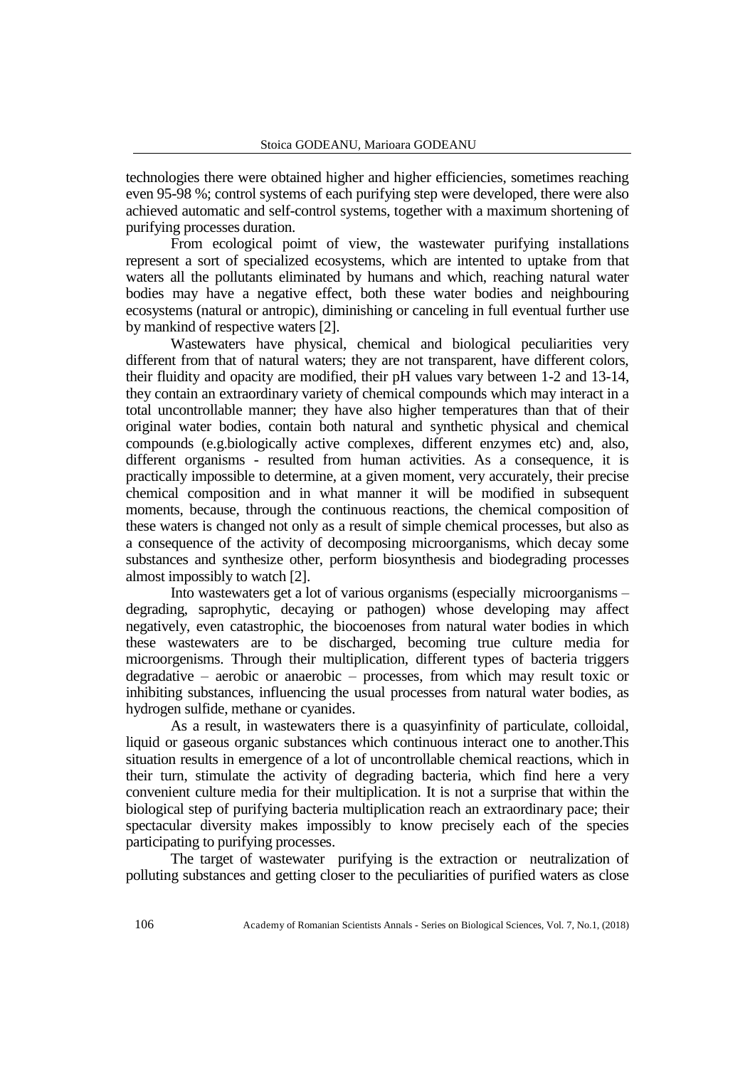technologies there were obtained higher and higher efficiencies, sometimes reaching even 95-98 %; control systems of each purifying step were developed, there were also achieved automatic and self-control systems, together with a maximum shortening of purifying processes duration.

From ecological poimt of view, the wastewater purifying installations represent a sort of specialized ecosystems, which are intented to uptake from that waters all the pollutants eliminated by humans and which, reaching natural water bodies may have a negative effect, both these water bodies and neighbouring ecosystems (natural or antropic), diminishing or canceling in full eventual further use by mankind of respective waters [2].

Wastewaters have physical, chemical and biological peculiarities very different from that of natural waters; they are not transparent, have different colors, their fluidity and opacity are modified, their pH values vary between 1-2 and 13-14, they contain an extraordinary variety of chemical compounds which may interact in a total uncontrollable manner; they have also higher temperatures than that of their original water bodies, contain both natural and synthetic physical and chemical compounds (e.g.biologically active complexes, different enzymes etc) and, also, different organisms - resulted from human activities. As a consequence, it is practically impossible to determine, at a given moment, very accurately, their precise chemical composition and in what manner it will be modified in subsequent moments, because, through the continuous reactions, the chemical composition of these waters is changed not only as a result of simple chemical processes, but also as a consequence of the activity of decomposing microorganisms, which decay some substances and synthesize other, perform biosynthesis and biodegrading processes almost impossibly to watch [2].

Into wastewaters get a lot of various organisms (especially microorganisms – degrading, saprophytic, decaying or pathogen) whose developing may affect negatively, even catastrophic, the biocoenoses from natural water bodies in which these wastewaters are to be discharged, becoming true culture media for microorgenisms. Through their multiplication, different types of bacteria triggers degradative – aerobic or anaerobic – processes, from which may result toxic or inhibiting substances, influencing the usual processes from natural water bodies, as hydrogen sulfide, methane or cyanides.

As a result, in wastewaters there is a quasyinfinity of particulate, colloidal, liquid or gaseous organic substances which continuous interact one to another.This situation results in emergence of a lot of uncontrollable chemical reactions, which in their turn, stimulate the activity of degrading bacteria, which find here a very convenient culture media for their multiplication. It is not a surprise that within the biological step of purifying bacteria multiplication reach an extraordinary pace; their spectacular diversity makes impossibly to know precisely each of the species participating to purifying processes.

The target of wastewater purifying is the extraction or neutralization of polluting substances and getting closer to the peculiarities of purified waters as close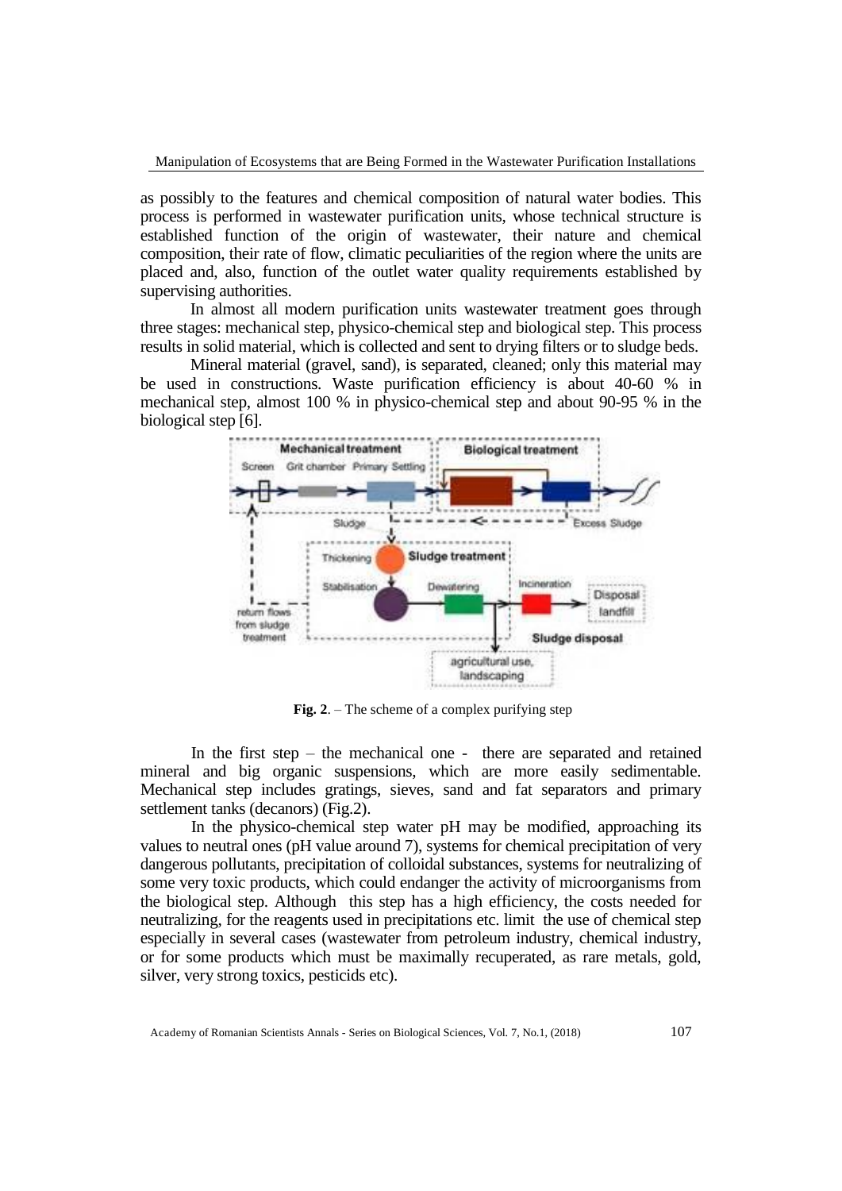as possibly to the features and chemical composition of natural water bodies. This process is performed in wastewater purification units, whose technical structure is established function of the origin of wastewater, their nature and chemical composition, their rate of flow, climatic peculiarities of the region where the units are placed and, also, function of the outlet water quality requirements established by supervising authorities.

In almost all modern purification units wastewater treatment goes through three stages: mechanical step, physico-chemical step and biological step. This process results in solid material, which is collected and sent to drying filters or to sludge beds.

Mineral material (gravel, sand), is separated, cleaned; only this material may be used in constructions. Waste purification efficiency is about 40-60 % in mechanical step, almost 100 % in physico-chemical step and about 90-95 % in the biological step [6].

**Fig. 2**. – The scheme of a complex purifying step

In the first step – the mechanical one - there are separated and retained mineral and big organic suspensions, which are more easily sedimentable. Mechanical step includes gratings, sieves, sand and fat separators and primary settlement tanks (decanors) (Fig.2).

In the physico-chemical step water pH may be modified, approaching its values to neutral ones (pH value around 7), systems for chemical precipitation of very dangerous pollutants, precipitation of colloidal substances, systems for neutralizing of some very toxic products, which could endanger the activity of microorganisms from the biological step. Although this step has a high efficiency, the costs needed for neutralizing, for the reagents used in precipitations etc. limit the use of chemical step especially in several cases (wastewater from petroleum industry, chemical industry, or for some products which must be maximally recuperated, as rare metals, gold, silver, very strong toxics, pesticids etc).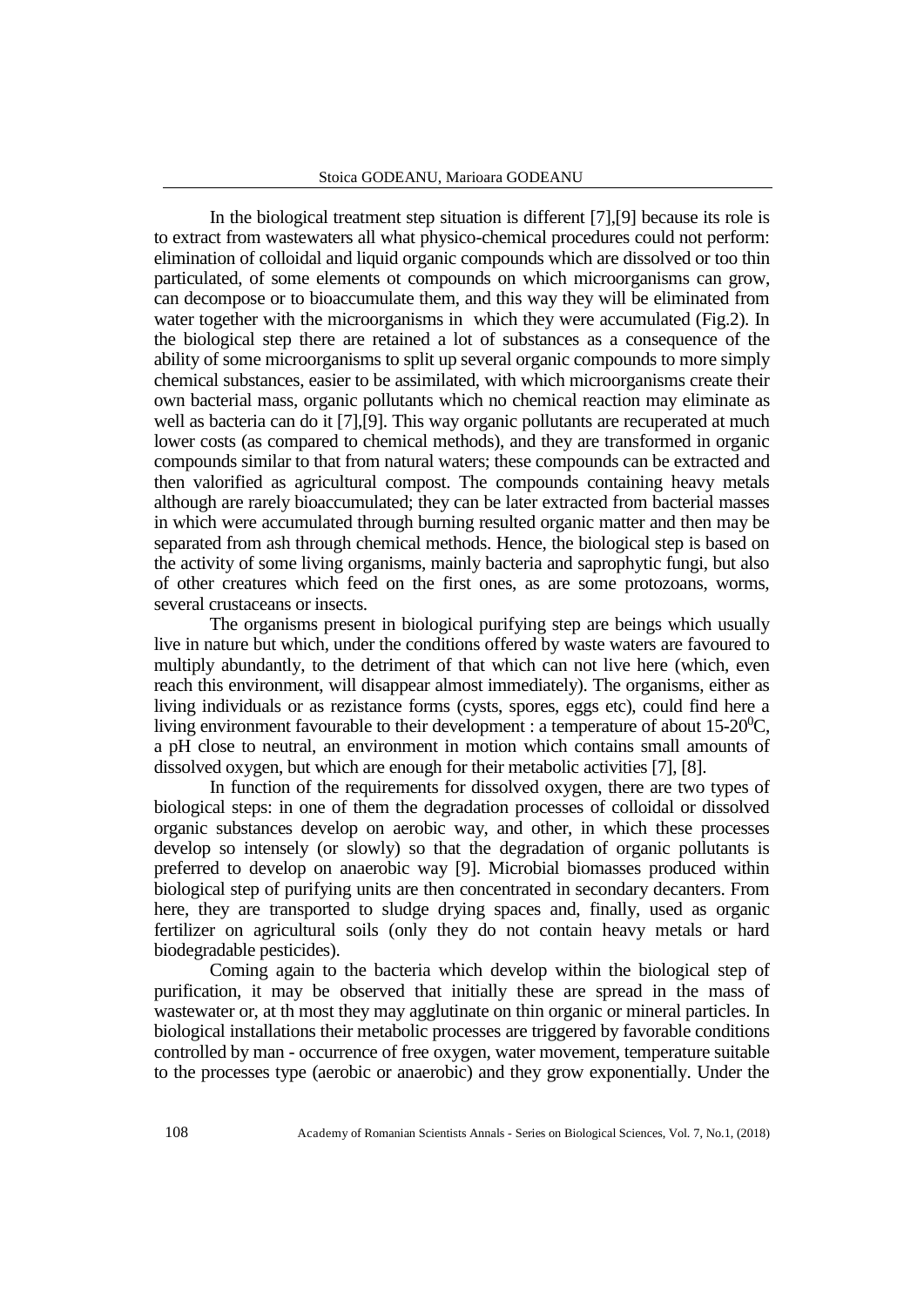In the biological treatment step situation is different [7],[9] because its role is to extract from wastewaters all what physico-chemical procedures could not perform: elimination of colloidal and liquid organic compounds which are dissolved or too thin particulated, of some elements ot compounds on which microorganisms can grow, can decompose or to bioaccumulate them, and this way they will be eliminated from water together with the microorganisms in which they were accumulated (Fig.2). In the biological step there are retained a lot of substances as a consequence of the ability of some microorganisms to split up several organic compounds to more simply chemical substances, easier to be assimilated, with which microorganisms create their own bacterial mass, organic pollutants which no chemical reaction may eliminate as well as bacteria can do it [7],[9]. This way organic pollutants are recuperated at much lower costs (as compared to chemical methods), and they are transformed in organic compounds similar to that from natural waters; these compounds can be extracted and then valorified as agricultural compost. The compounds containing heavy metals although are rarely bioaccumulated; they can be later extracted from bacterial masses in which were accumulated through burning resulted organic matter and then may be separated from ash through chemical methods. Hence, the biological step is based on the activity of some living organisms, mainly bacteria and saprophytic fungi, but also of other creatures which feed on the first ones, as are some protozoans, worms, several crustaceans or insects.

The organisms present in biological purifying step are beings which usually live in nature but which, under the conditions offered by waste waters are favoured to multiply abundantly, to the detriment of that which can not live here (which, even reach this environment, will disappear almost immediately). The organisms, either as living individuals or as rezistance forms (cysts, spores, eggs etc), could find here a living environment favourable to their development : a temperature of about 15-20$^0$C, a pH close to neutral, an environment in motion which contains small amounts of dissolved oxygen, but which are enough for their metabolic activities [7], [8].

In function of the requirements for dissolved oxygen, there are two types of biological steps: in one of them the degradation processes of colloidal or dissolved organic substances develop on aerobic way, and other, in which these processes develop so intensely (or slowly) so that the degradation of organic pollutants is preferred to develop on anaerobic way [9]. Microbial biomasses produced within biological step of purifying units are then concentrated in secondary decanters. From here, they are transported to sludge drying spaces and, finally, used as organic fertilizer on agricultural soils (only they do not contain heavy metals or hard biodegradable pesticides).

Coming again to the bacteria which develop within the biological step of purification, it may be observed that initially these are spread in the mass of wastewater or, at th most they may agglutinate on thin organic or mineral particles. In biological installations their metabolic processes are triggered by favorable conditions controlled by man - occurrence of free oxygen, water movement, temperature suitable to the processes type (aerobic or anaerobic) and they grow exponentially. Under the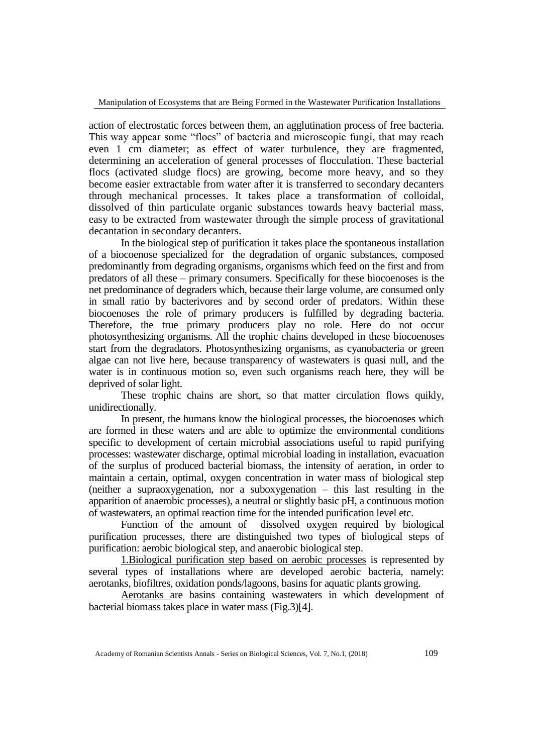action of electrostatic forces between them, an agglutination process of free bacteria. This way appear some "flocs" of bacteria and microscopic fungi, that may reach even 1 cm diameter; as effect of water turbulence, they are fragmented, determining an acceleration of general processes of flocculation. These bacterial flocs (activated sludge flocs) are growing, become more heavy, and so they become easier extractable from water after it is transferred to secondary decanters through mechanical processes. It takes place a transformation of colloidal, dissolved of thin particulate organic substances towards heavy bacterial mass, easy to be extracted from wastewater through the simple process of gravitational decantation in secondary decanters.

In the biological step of purification it takes place the spontaneous installation of a biocoenose specialized for the degradation of organic substances, composed predominantly from degrading organisms, organisms which feed on the first and from predators of all these – primary consumers. Specifically for these biocoenoses is the net predominance of degraders which, because their large volume, are consumed only in small ratio by bacterivores and by second order of predators. Within these biocoenoses the role of primary producers is fulfilled by degrading bacteria. Therefore, the true primary producers play no role. Here do not occur photosynthesizing organisms. All the trophic chains developed in these biocoenoses start from the degradators. Photosynthesizing organisms, as cyanobacteria or green algae can not live here, because transparency of wastewaters is quasi null, and the water is in continuous motion so, even such organisms reach here, they will be deprived of solar light.

These trophic chains are short, so that matter circulation flows quikly, unidirectionally.

In present, the humans know the biological processes, the biocoenoses which are formed in these waters and are able to optimize the environmental conditions specific to development of certain microbial associations useful to rapid purifying processes: wastewater discharge, optimal microbial loading in installation, evacuation of the surplus of produced bacterial biomass, the intensity of aeration, in order to maintain a certain, optimal, oxygen concentration in water mass of biological step (neither a supraoxygenation, nor a suboxygenation – this last resulting in the apparition of anaerobic processes), a neutral or slightly basic pH, a continuous motion of wastewaters, an optimal reaction time for the intended purification level etc.

Function of the amount of dissolved oxygen required by biological purification processes, there are distinguished two types of biological steps of purification: aerobic biological step, and anaerobic biological step.

1.Biological purification step based on aerobic processes is represented by several types of installations where are developed aerobic bacteria, namely: aerotanks, biofiltres, oxidation ponds/lagoons, basins for aquatic plants growing.

Aerotanks are basins containing wastewaters in which development of bacterial biomass takes place in water mass (Fig.3)[4].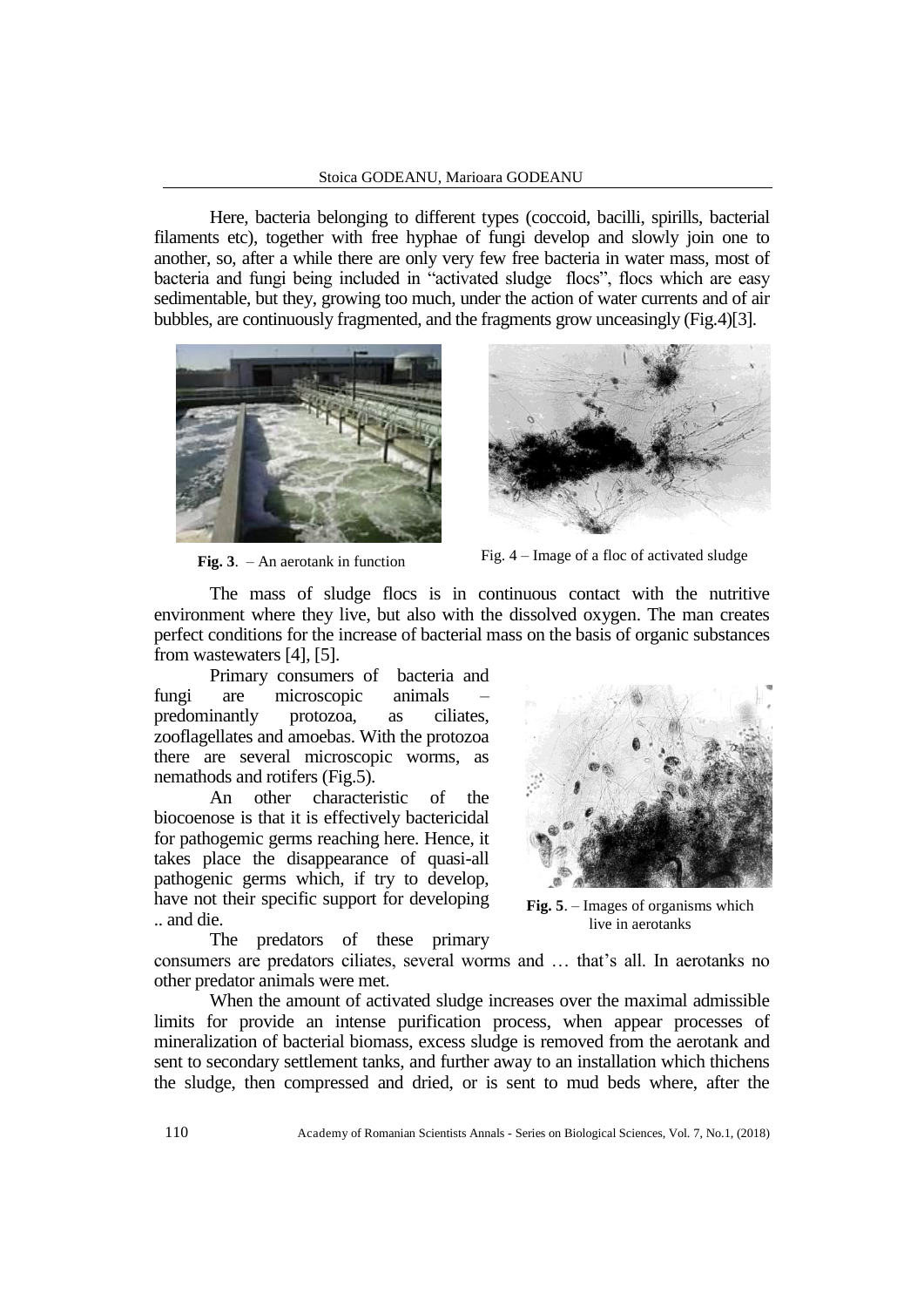Here, bacteria belonging to different types (coccoid, bacilli, spirills, bacterial filaments etc), together with free hyphae of fungi develop and slowly join one to another, so, after a while there are only very few free bacteria in water mass, most of bacteria and fungi being included in "activated sludge flocs", flocs which are easy sedimentable, but they, growing too much, under the action of water currents and of air bubbles, are continuously fragmented, and the fragments grow unceasingly (Fig.4)[3].

**Fig. 3**. – An aerotank in function

Fig. 4 – Image of a floc of activated sludge

The mass of sludge flocs is in continuous contact with the nutritive environment where they live, but also with the dissolved oxygen. The man creates perfect conditions for the increase of bacterial mass on the basis of organic substances from wastewaters [4], [5].

Primary consumers of bacteria and fungi are microscopic animals – predominantly protozoa, as ciliates, zooflagellates and amoebas. With the protozoa there are several microscopic worms, as nemathods and rotifers (Fig.5).

An other characteristic of the biocoenose is that it is effectively bactericidal for pathogemic germs reaching here. Hence, it takes place the disappearance of quasi-all pathogenic germs which, if try to develop, have not their specific support for developing .. and die.

**Fig. 5**. – Images of organisms which live in aerotanks

The predators of these primary consumers are predators ciliates, several worms and … that's all. In aerotanks no other predator animals were met.

When the amount of activated sludge increases over the maximal admissible limits for provide an intense purification process, when appear processes of mineralization of bacterial biomass, excess sludge is removed from the aerotank and sent to secondary settlement tanks, and further away to an installation which thichens the sludge, then compressed and dried, or is sent to mud beds where, after the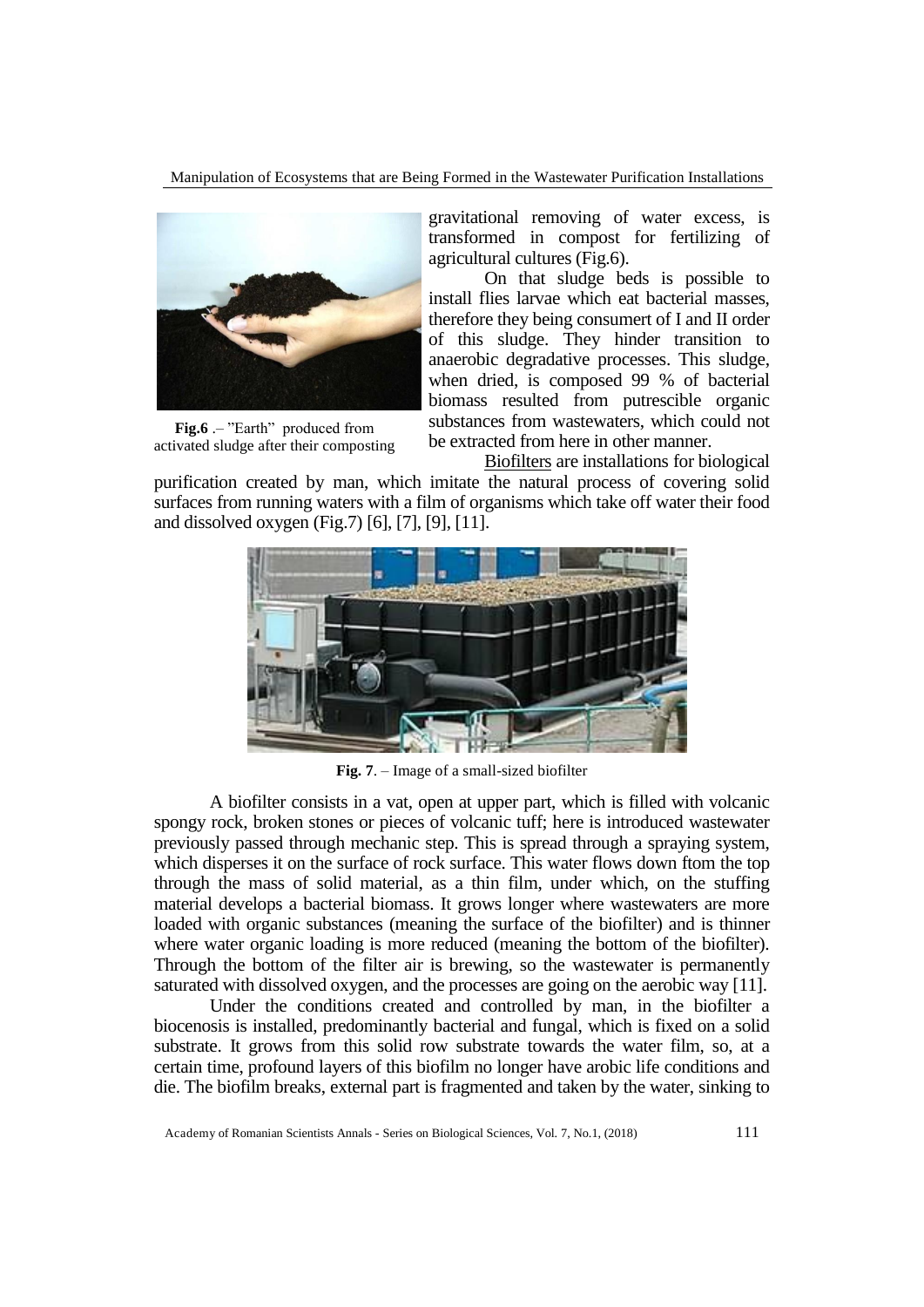gravitational removing of water excess, is transformed in compost for fertilizing of agricultural cultures (Fig.6).

On that sludge beds is possible to install flies larvae which eat bacterial masses, therefore they being consumert of I and II order of this sludge. They hinder transition to anaerobic degradative processes. This sludge, when dried, is composed 99 % of bacterial biomass resulted from putrescible organic substances from wastewaters, which could not be extracted from here in other manner.

**Fig.6** .– "Earth" produced from activated sludge after their composting

Biofilters are installations for biological purification created by man, which imitate the natural process of covering solid surfaces from running waters with a film of organisms which take off water their food and dissolved oxygen (Fig.7) [6], [7], [9], [11].

**Fig. 7**. – Image of a small-sized biofilter

A biofilter consists in a vat, open at upper part, which is filled with volcanic spongy rock, broken stones or pieces of volcanic tuff; here is introduced wastewater previously passed through mechanic step. This is spread through a spraying system, which disperses it on the surface of rock surface. This water flows down ftom the top through the mass of solid material, as a thin film, under which, on the stuffing material develops a bacterial biomass. It grows longer where wastewaters are more loaded with organic substances (meaning the surface of the biofilter) and is thinner where water organic loading is more reduced (meaning the bottom of the biofilter). Through the bottom of the filter air is brewing, so the wastewater is permanently saturated with dissolved oxygen, and the processes are going on the aerobic way [11].

Under the conditions created and controlled by man, in the biofilter a biocenosis is installed, predominantly bacterial and fungal, which is fixed on a solid substrate. It grows from this solid row substrate towards the water film, so, at a certain time, profound layers of this biofilm no longer have arobic life conditions and die. The biofilm breaks, external part is fragmented and taken by the water, sinking to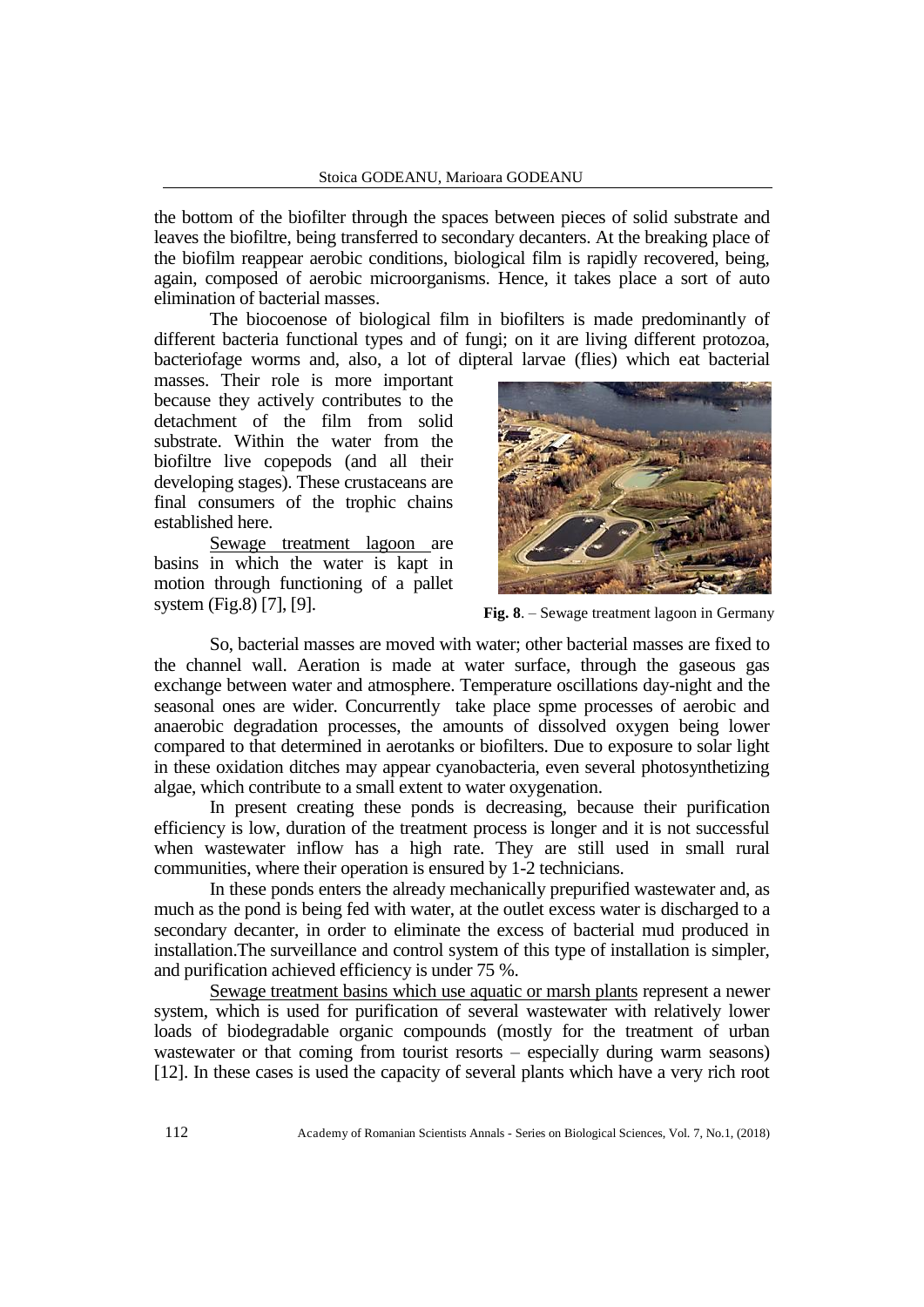the bottom of the biofilter through the spaces between pieces of solid substrate and leaves the biofiltre, being transferred to secondary decanters. At the breaking place of the biofilm reappear aerobic conditions, biological film is rapidly recovered, being, again, composed of aerobic microorganisms. Hence, it takes place a sort of auto elimination of bacterial masses.

The biocoenose of biological film in biofilters is made predominantly of different bacteria functional types and of fungi; on it are living different protozoa, bacteriofage worms and, also, a lot of dipteral larvae (flies) which eat bacterial masses. Their role is more important because they actively contributes to the detachment of the film from solid substrate. Within the water from the biofiltre live copepods (and all their developing stages). These crustaceans are final consumers of the trophic chains established here.

Sewage treatment lagoon are basins in which the water is kapt in motion through functioning of a pallet system (Fig.8) [7], [9].

**Fig. 8**. – Sewage treatment lagoon in Germany

So, bacterial masses are moved with water; other bacterial masses are fixed to the channel wall. Aeration is made at water surface, through the gaseous gas exchange between water and atmosphere. Temperature oscillations day-night and the seasonal ones are wider. Concurrently take place spme processes of aerobic and anaerobic degradation processes, the amounts of dissolved oxygen being lower compared to that determined in aerotanks or biofilters. Due to exposure to solar light in these oxidation ditches may appear cyanobacteria, even several photosynthetizing algae, which contribute to a small extent to water oxygenation.

In present creating these ponds is decreasing, because their purification efficiency is low, duration of the treatment process is longer and it is not successful when wastewater inflow has a high rate. They are still used in small rural communities, where their operation is ensured by 1-2 technicians.

In these ponds enters the already mechanically prepurified wastewater and, as much as the pond is being fed with water, at the outlet excess water is discharged to a secondary decanter, in order to eliminate the excess of bacterial mud produced in installation.The surveillance and control system of this type of installation is simpler, and purification achieved efficiency is under 75 %.

Sewage treatment basins which use aquatic or marsh plants represent a newer system, which is used for purification of several wastewater with relatively lower loads of biodegradable organic compounds (mostly for the treatment of urban wastewater or that coming from tourist resorts – especially during warm seasons) [12]. In these cases is used the capacity of several plants which have a very rich root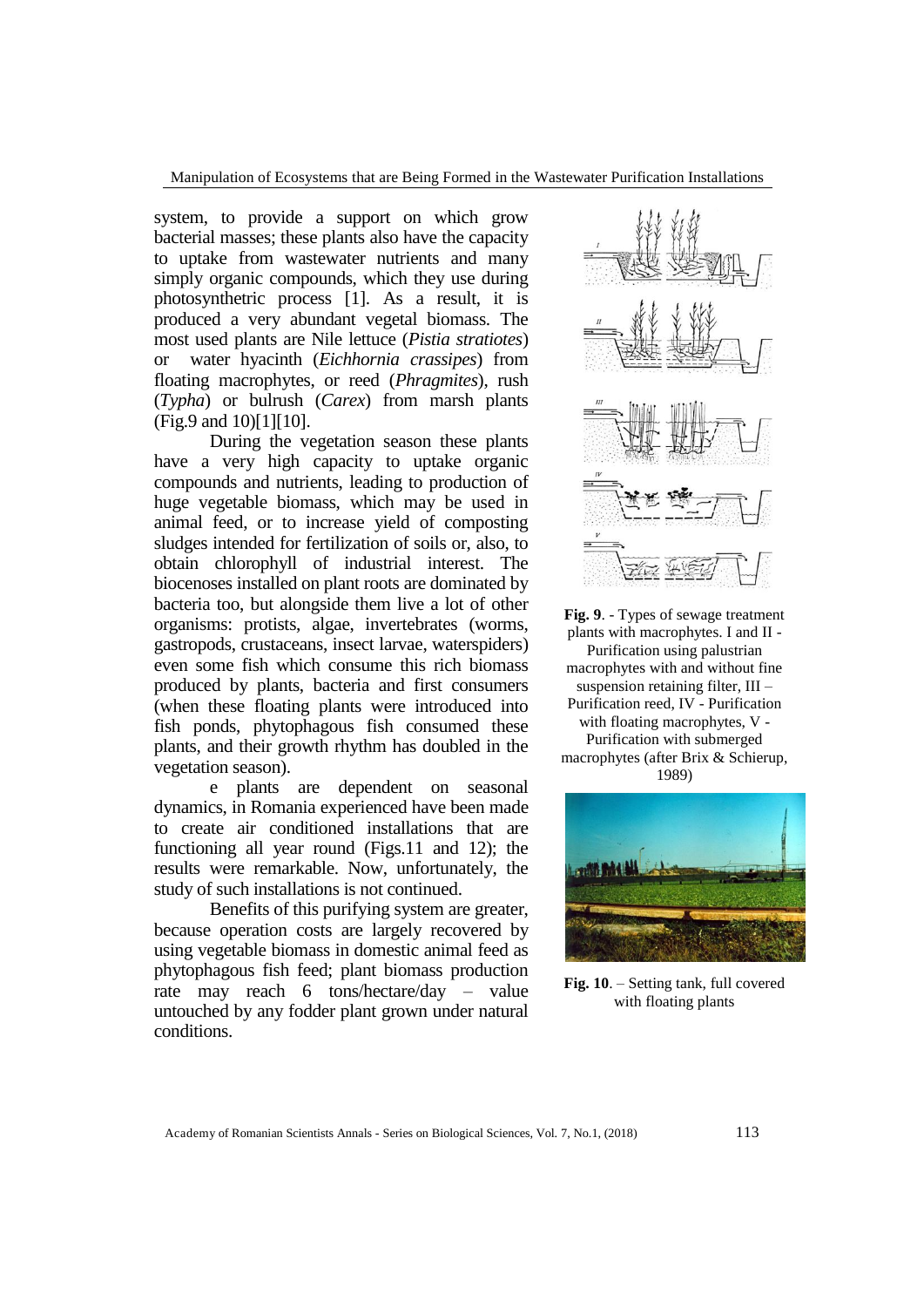system, to provide a support on which grow bacterial masses; these plants also have the capacity to uptake from wastewater nutrients and many simply organic compounds, which they use during photosynthetric process [1]. As a result, it is produced a very abundant vegetal biomass. The most used plants are Nile lettuce (*Pistia stratiotes*) or water hyacinth (*Eichhornia crassipes*) from floating macrophytes, or reed (*Phragmites*), rush (*Typha*) or bulrush (*Carex*) from marsh plants (Fig.9 and 10)[1][10].

During the vegetation season these plants have a very high capacity to uptake organic compounds and nutrients, leading to production of huge vegetable biomass, which may be used in animal feed, or to increase yield of composting sludges intended for fertilization of soils or, also, to obtain chlorophyll of industrial interest. The biocenoses installed on plant roots are dominated by bacteria too, but alongside them live a lot of other organisms: protists, algae, invertebrates (worms, gastropods, crustaceans, insect larvae, waterspiders) even some fish which consume this rich biomass produced by plants, bacteria and first consumers (when these floating plants were introduced into fish ponds, phytophagous fish consumed these plants, and their growth rhythm has doubled in the vegetation season).

e plants are dependent on seasonal dynamics, in Romania experienced have been made to create air conditioned installations that are functioning all year round (Figs.11 and 12); the results were remarkable. Now, unfortunately, the study of such installations is not continued.

Benefits of this purifying system are greater, because operation costs are largely recovered by using vegetable biomass in domestic animal feed as phytophagous fish feed; plant biomass production rate may reach 6 tons/hectare/day – value untouched by any fodder plant grown under natural conditions.

**Fig. 9**. - Types of sewage treatment plants with macrophytes. I and II - Purification using palustrian macrophytes with and without fine suspension retaining filter, III – Purification reed, IV - Purification with floating macrophytes, V - Purification with submerged macrophytes (after Brix & Schierup, 1989)

**Fig. 10**. – Setting tank, full covered with floating plants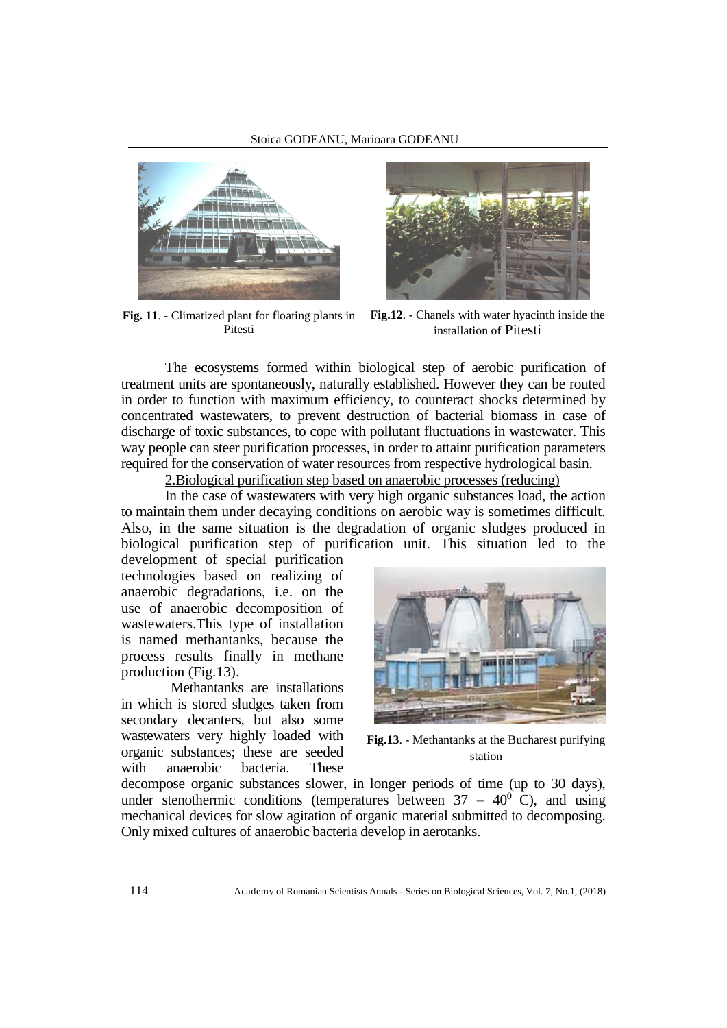**Fig. 11**. - Climatized plant for floating plants in Pitesti

**Fig.12**. - Chanels with water hyacinth inside the installation of Pitesti

The ecosystems formed within biological step of aerobic purification of treatment units are spontaneously, naturally established. However they can be routed in order to function with maximum efficiency, to counteract shocks determined by concentrated wastewaters, to prevent destruction of bacterial biomass in case of discharge of toxic substances, to cope with pollutant fluctuations in wastewater. This way people can steer purification processes, in order to attaint purification parameters required for the conservation of water resources from respective hydrological basin.

2.Biological purification step based on anaerobic processes (reducing)

In the case of wastewaters with very high organic substances load, the action to maintain them under decaying conditions on aerobic way is sometimes difficult. Also, in the same situation is the degradation of organic sludges produced in biological purification step of purification unit. This situation led to the development of special purification technologies based on realizing of anaerobic degradations, i.e. on the use of anaerobic decomposition of wastewaters.This type of installation is named methantanks, because the process results finally in methane production (Fig.13).

**Fig.13**. - Methantanks at the Bucharest purifying station

Methantanks are installations in which is stored sludges taken from secondary decanters, but also some wastewaters very highly loaded with organic substances; these are seeded with anaerobic bacteria. These decompose organic substances slower, in longer periods of time (up to 30 days), under stenothermic conditions (temperatures between 37 – $40^0$ C), and using mechanical devices for slow agitation of organic material submitted to decomposing. Only mixed cultures of anaerobic bacteria develop in aerotanks.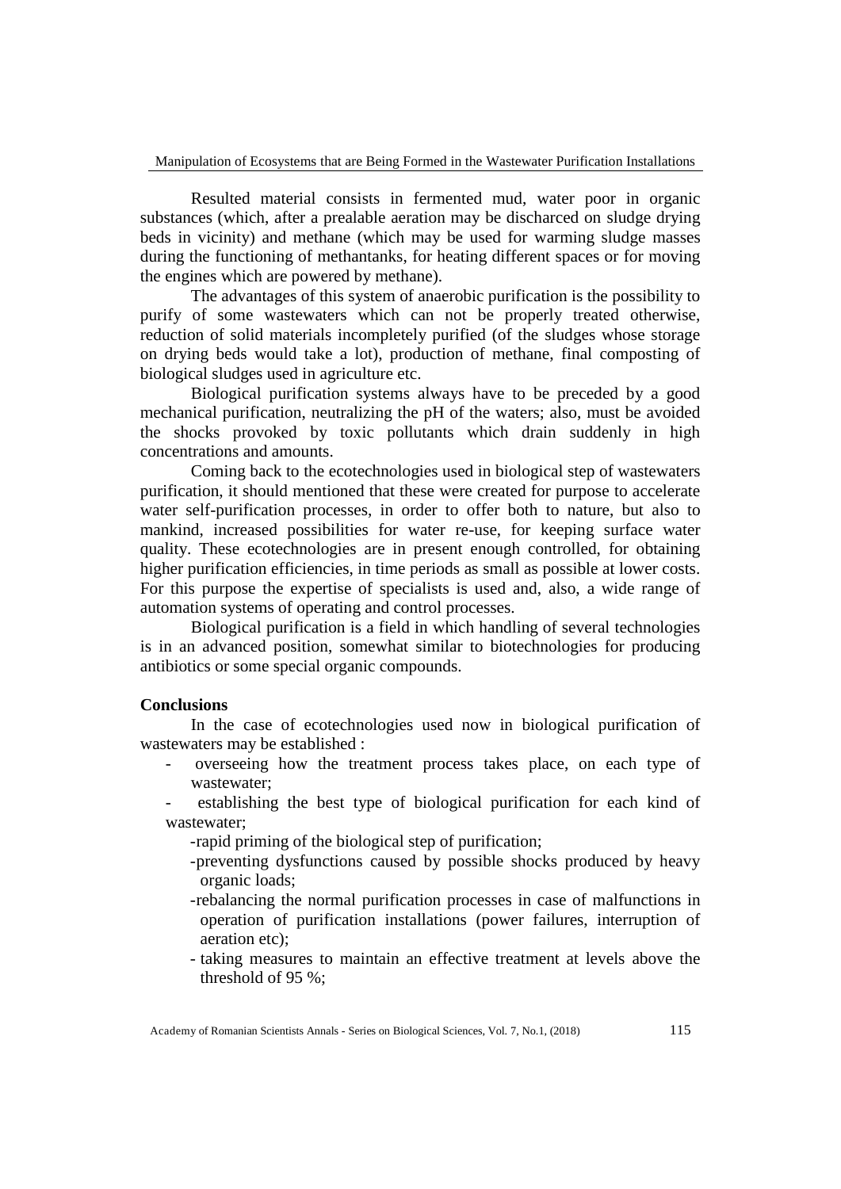Resulted material consists in fermented mud, water poor in organic substances (which, after a prealable aeration may be discharced on sludge drying beds in vicinity) and methane (which may be used for warming sludge masses during the functioning of methantanks, for heating different spaces or for moving the engines which are powered by methane).

The advantages of this system of anaerobic purification is the possibility to purify of some wastewaters which can not be properly treated otherwise, reduction of solid materials incompletely purified (of the sludges whose storage on drying beds would take a lot), production of methane, final composting of biological sludges used in agriculture etc.

Biological purification systems always have to be preceded by a good mechanical purification, neutralizing the pH of the waters; also, must be avoided the shocks provoked by toxic pollutants which drain suddenly in high concentrations and amounts.

Coming back to the ecotechnologies used in biological step of wastewaters purification, it should mentioned that these were created for purpose to accelerate water self-purification processes, in order to offer both to nature, but also to mankind, increased possibilities for water re-use, for keeping surface water quality. These ecotechnologies are in present enough controlled, for obtaining higher purification efficiencies, in time periods as small as possible at lower costs. For this purpose the expertise of specialists is used and, also, a wide range of automation systems of operating and control processes.

Biological purification is a field in which handling of several technologies is in an advanced position, somewhat similar to biotechnologies for producing antibiotics or some special organic compounds.

**Conclusions**

In the case of ecotechnologies used now in biological purification of wastewaters may be established :

- overseeing how the treatment process takes place, on each type of wastewater;
- establishing the best type of biological purification for each kind of wastewater;
- rapid priming of the biological step of purification;
- preventing dysfunctions caused by possible shocks produced by heavy organic loads;
- rebalancing the normal purification processes in case of malfunctions in operation of purification installations (power failures, interruption of aeration etc);
- taking measures to maintain an effective treatment at levels above the threshold of 95 %;